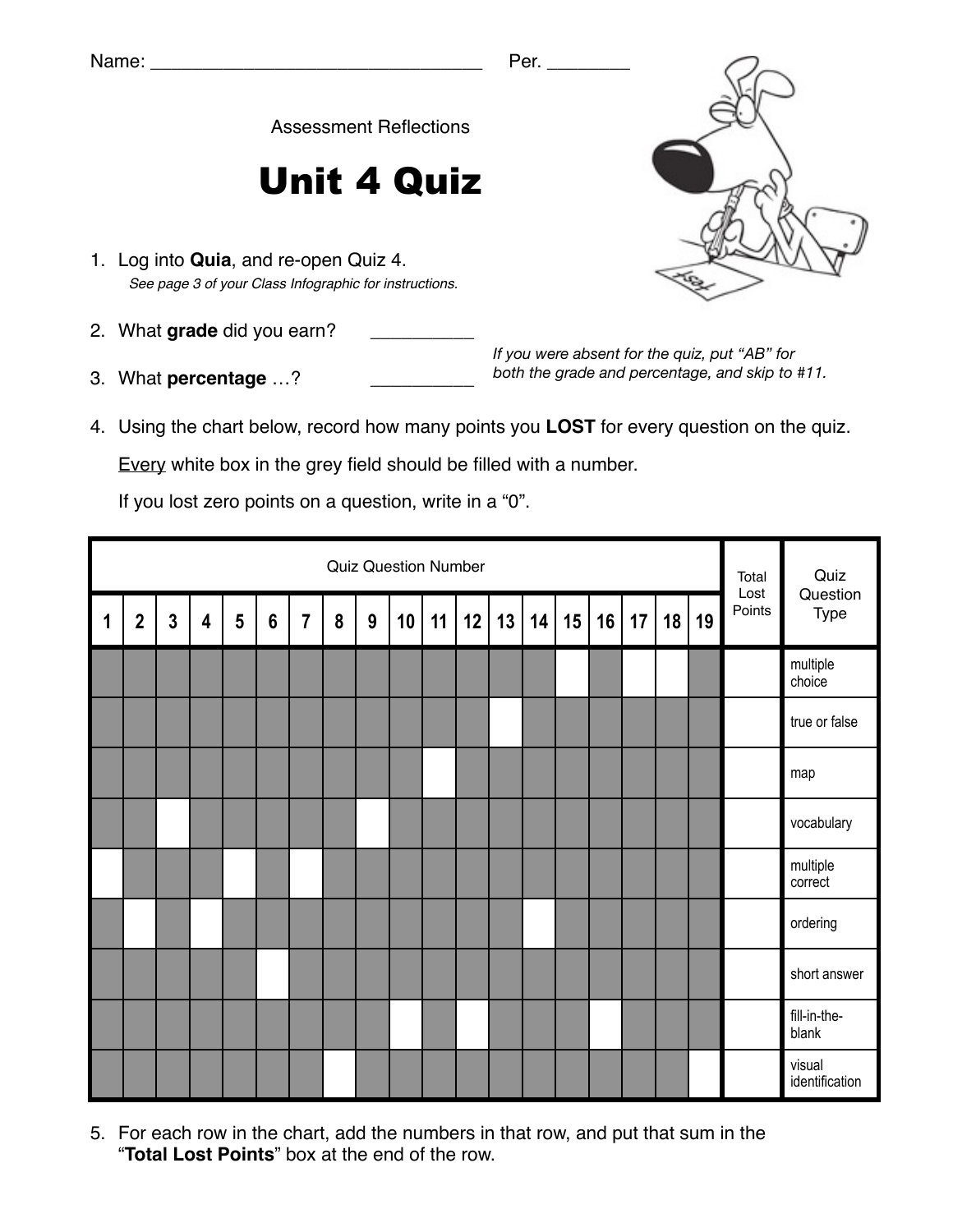Name: ________________________________ Per. ________

Assessment Reflections

# Unit 4 Quiz

1. Log into **Quia**, and re-open Quiz 4.
   *See page 3 of your Class Infographic for instructions.*

2. What **grade** did you earn? __________

3. What **percentage** …? __________

*If you were absent for the quiz, put "AB" for both the grade and percentage, and skip to #11.*

4. Using the chart below, record how many points you **LOST** for every question on the quiz.

   Every white box in the grey field should be filled with a number.

   If you lost zero points on a question, write in a "0".

| Quiz Question Number | | | | | | | | | | | | | | | | | | | Total Lost Points | Quiz Question Type |
|---|---|---|---|---|---|---|---|---|---|---|---|---|---|---|---|---|---|---|---|---|
| **1** | **2** | **3** | **4** | **5** | **6** | **7** | **8** | **9** | **10** | **11** | **12** | **13** | **14** | **15** | **16** | **17** | **18** | **19** | | |
| | | | | | | | | | | | | | | | | | | | | multiple choice |
| | | | | | | | | | | | | | | | | | | | | true or false |
| | | | | | | | | | | | | | | | | | | | | map |
| | | | | | | | | | | | | | | | | | | | | vocabulary |
| | | | | | | | | | | | | | | | | | | | | multiple correct |
| | | | | | | | | | | | | | | | | | | | | ordering |
| | | | | | | | | | | | | | | | | | | | | short answer |
| | | | | | | | | | | | | | | | | | | | | fill-in-the-blank |
| | | | | | | | | | | | | | | | | | | | | visual identification |

5. For each row in the chart, add the numbers in that row, and put that sum in the "**Total Lost Points**" box at the end of the row.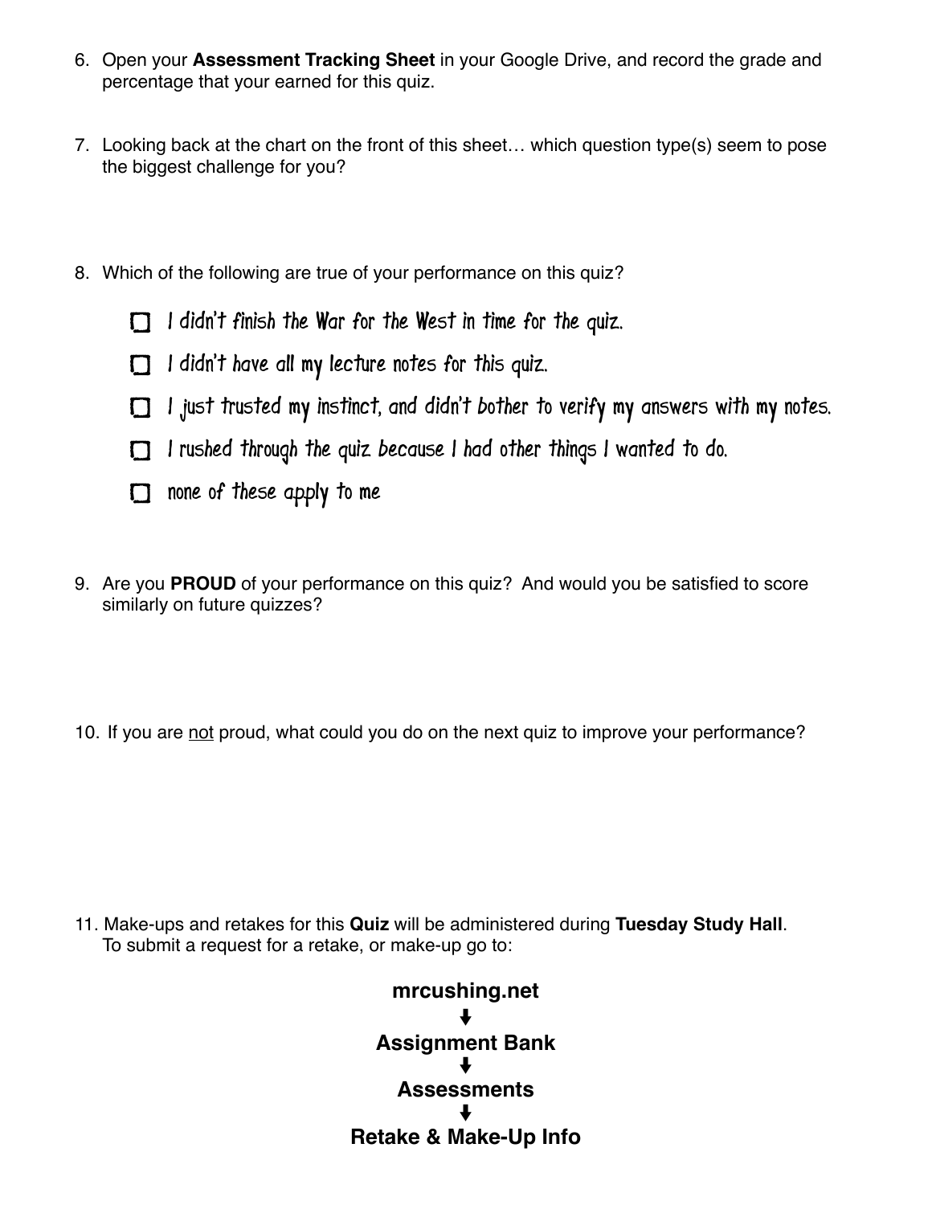6. Open your **Assessment Tracking Sheet** in your Google Drive, and record the grade and percentage that your earned for this quiz.

7. Looking back at the chart on the front of this sheet… which question type(s) seem to pose the biggest challenge for you?

8. Which of the following are true of your performance on this quiz?

   - [ ] I didn't finish the War for the West in time for the quiz.
   - [ ] I didn't have all my lecture notes for this quiz.
   - [ ] I just trusted my instinct, and didn't bother to verify my answers with my notes.
   - [ ] I rushed through the quiz because I had other things I wanted to do.
   - [ ] none of these apply to me

9. Are you **PROUD** of your performance on this quiz? And would you be satisfied to score similarly on future quizzes?

10. If you are <u>not</u> proud, what could you do on the next quiz to improve your performance?

11. Make-ups and retakes for this **Quiz** will be administered during **Tuesday Study Hall**. To submit a request for a retake, or make-up go to:

**mrcushing.net**

↓

**Assignment Bank**

↓

**Assessments**

↓

**Retake & Make-Up Info**